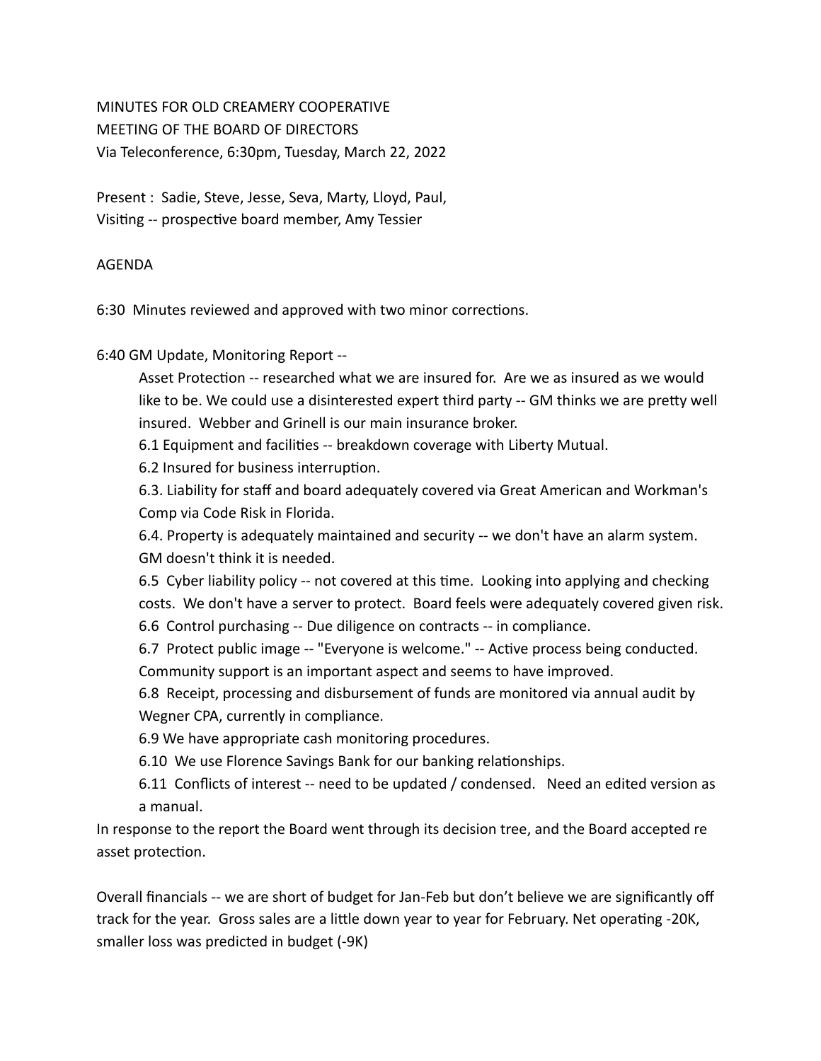MINUTES FOR OLD CREAMERY COOPERATIVE
MEETING OF THE BOARD OF DIRECTORS
Via Teleconference, 6:30pm, Tuesday, March 22, 2022

Present : Sadie, Steve, Jesse, Seva, Marty, Lloyd, Paul,
Visiting -- prospective board member, Amy Tessier

AGENDA

6:30 Minutes reviewed and approved with two minor corrections.

6:40 GM Update, Monitoring Report --

> Asset Protection -- researched what we are insured for. Are we as insured as we would like to be. We could use a disinterested expert third party -- GM thinks we are pretty well insured. Webber and Grinell is our main insurance broker.
>
> 6.1 Equipment and facilities -- breakdown coverage with Liberty Mutual.
>
> 6.2 Insured for business interruption.
>
> 6.3. Liability for staff and board adequately covered via Great American and Workman's Comp via Code Risk in Florida.
>
> 6.4. Property is adequately maintained and security -- we don't have an alarm system. GM doesn't think it is needed.
>
> 6.5 Cyber liability policy -- not covered at this time. Looking into applying and checking costs. We don't have a server to protect. Board feels were adequately covered given risk.
>
> 6.6 Control purchasing -- Due diligence on contracts -- in compliance.
>
> 6.7 Protect public image -- "Everyone is welcome." -- Active process being conducted. Community support is an important aspect and seems to have improved.
>
> 6.8 Receipt, processing and disbursement of funds are monitored via annual audit by Wegner CPA, currently in compliance.
>
> 6.9 We have appropriate cash monitoring procedures.
>
> 6.10 We use Florence Savings Bank for our banking relationships.
>
> 6.11 Conflicts of interest -- need to be updated / condensed. Need an edited version as a manual.

In response to the report the Board went through its decision tree, and the Board accepted re asset protection.

Overall financials -- we are short of budget for Jan-Feb but don't believe we are significantly off track for the year. Gross sales are a little down year to year for February. Net operating -20K, smaller loss was predicted in budget (-9K)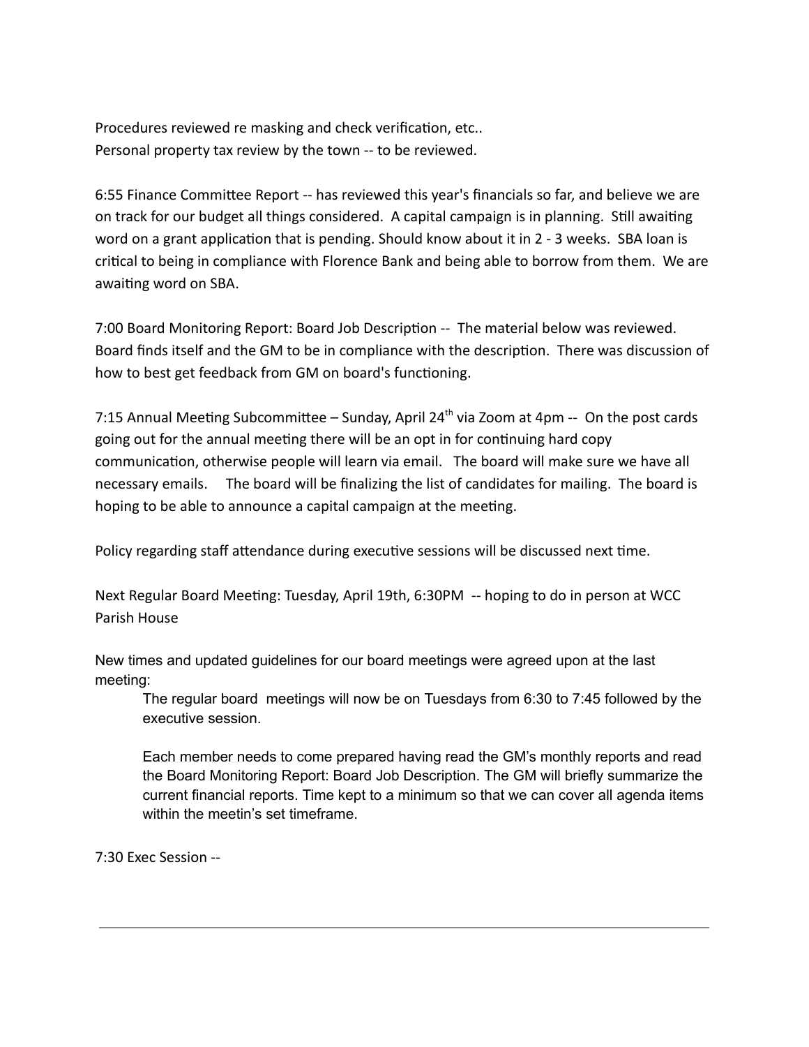Procedures reviewed re masking and check verification, etc..
Personal property tax review by the town -- to be reviewed.

6:55 Finance Committee Report -- has reviewed this year's financials so far, and believe we are on track for our budget all things considered. A capital campaign is in planning. Still awaiting word on a grant application that is pending. Should know about it in 2 - 3 weeks. SBA loan is critical to being in compliance with Florence Bank and being able to borrow from them. We are awaiting word on SBA.

7:00 Board Monitoring Report: Board Job Description -- The material below was reviewed. Board finds itself and the GM to be in compliance with the description. There was discussion of how to best get feedback from GM on board's functioning.

7:15 Annual Meeting Subcommittee – Sunday, April 24th via Zoom at 4pm -- On the post cards going out for the annual meeting there will be an opt in for continuing hard copy communication, otherwise people will learn via email. The board will make sure we have all necessary emails. The board will be finalizing the list of candidates for mailing. The board is hoping to be able to announce a capital campaign at the meeting.

Policy regarding staff attendance during executive sessions will be discussed next time.

Next Regular Board Meeting: Tuesday, April 19th, 6:30PM -- hoping to do in person at WCC Parish House

New times and updated guidelines for our board meetings were agreed upon at the last meeting:

> The regular board meetings will now be on Tuesdays from 6:30 to 7:45 followed by the executive session.
>
> Each member needs to come prepared having read the GM's monthly reports and read the Board Monitoring Report: Board Job Description. The GM will briefly summarize the current financial reports. Time kept to a minimum so that we can cover all agenda items within the meetin's set timeframe.

7:30 Exec Session --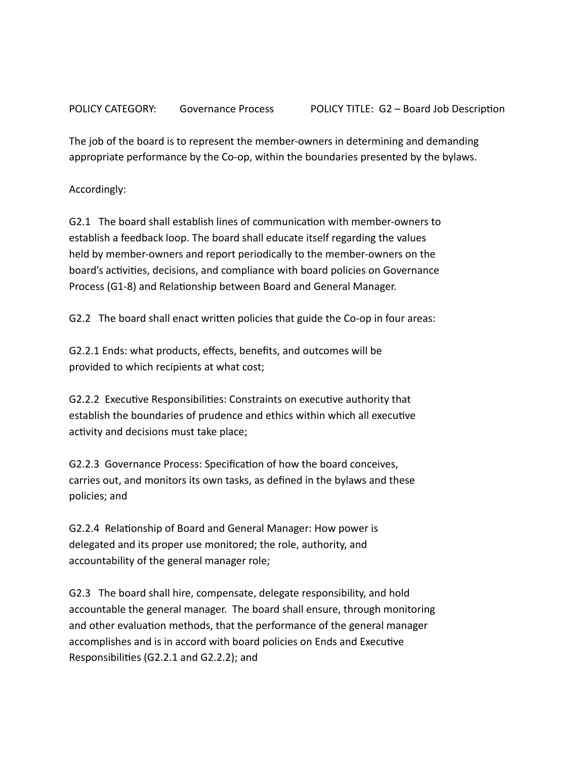POLICY CATEGORY: Governance Process POLICY TITLE: G2 – Board Job Description

The job of the board is to represent the member-owners in determining and demanding appropriate performance by the Co-op, within the boundaries presented by the bylaws.

Accordingly:

G2.1 The board shall establish lines of communication with member-owners to establish a feedback loop. The board shall educate itself regarding the values held by member-owners and report periodically to the member-owners on the board's activities, decisions, and compliance with board policies on Governance Process (G1-8) and Relationship between Board and General Manager.

G2.2 The board shall enact written policies that guide the Co-op in four areas:

G2.2.1 Ends: what products, effects, benefits, and outcomes will be provided to which recipients at what cost;

G2.2.2 Executive Responsibilities: Constraints on executive authority that establish the boundaries of prudence and ethics within which all executive activity and decisions must take place;

G2.2.3 Governance Process: Specification of how the board conceives, carries out, and monitors its own tasks, as defined in the bylaws and these policies; and

G2.2.4 Relationship of Board and General Manager: How power is delegated and its proper use monitored; the role, authority, and accountability of the general manager role;

G2.3 The board shall hire, compensate, delegate responsibility, and hold accountable the general manager. The board shall ensure, through monitoring and other evaluation methods, that the performance of the general manager accomplishes and is in accord with board policies on Ends and Executive Responsibilities (G2.2.1 and G2.2.2); and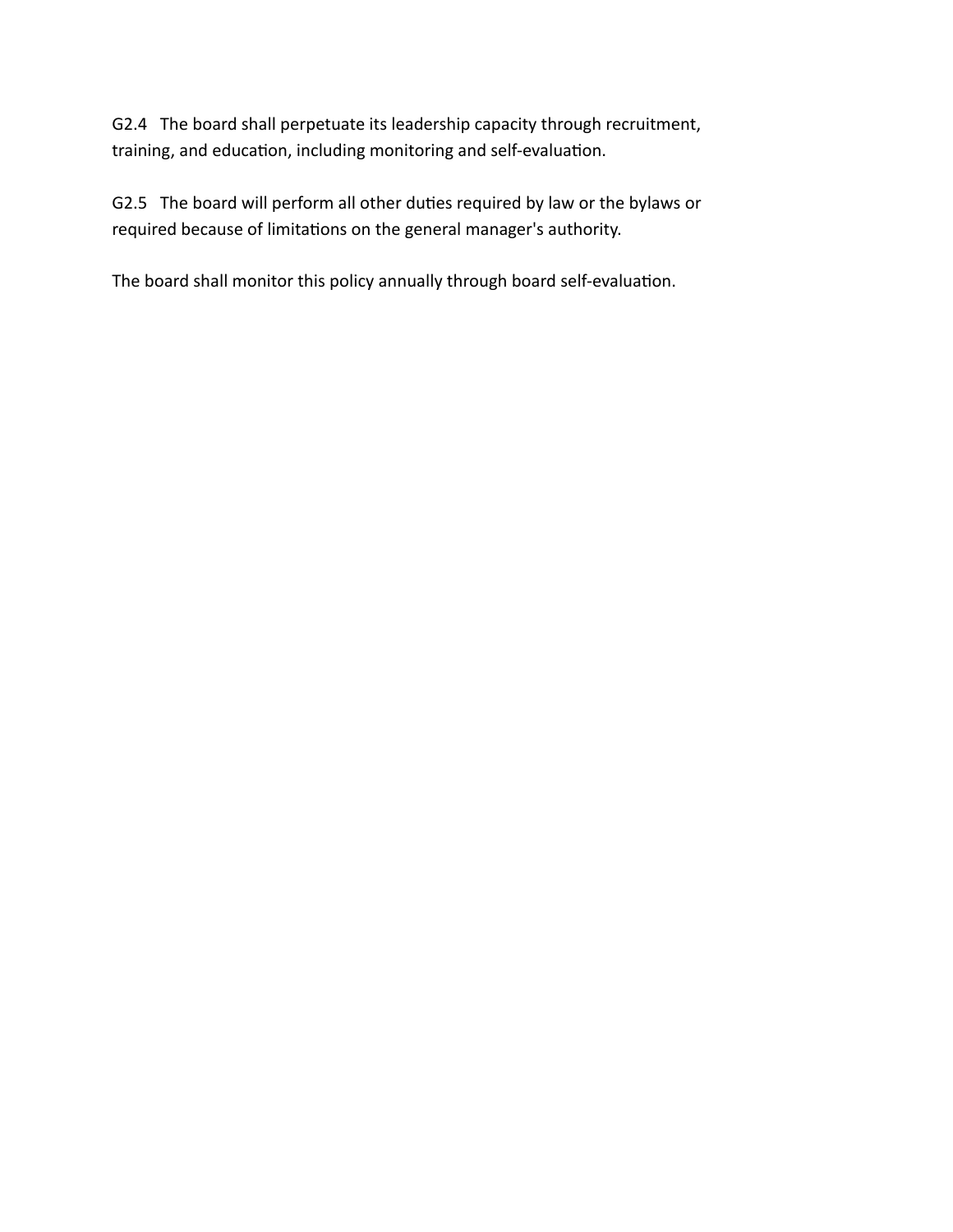G2.4 The board shall perpetuate its leadership capacity through recruitment, training, and education, including monitoring and self-evaluation.

G2.5 The board will perform all other duties required by law or the bylaws or required because of limitations on the general manager's authority.

The board shall monitor this policy annually through board self-evaluation.